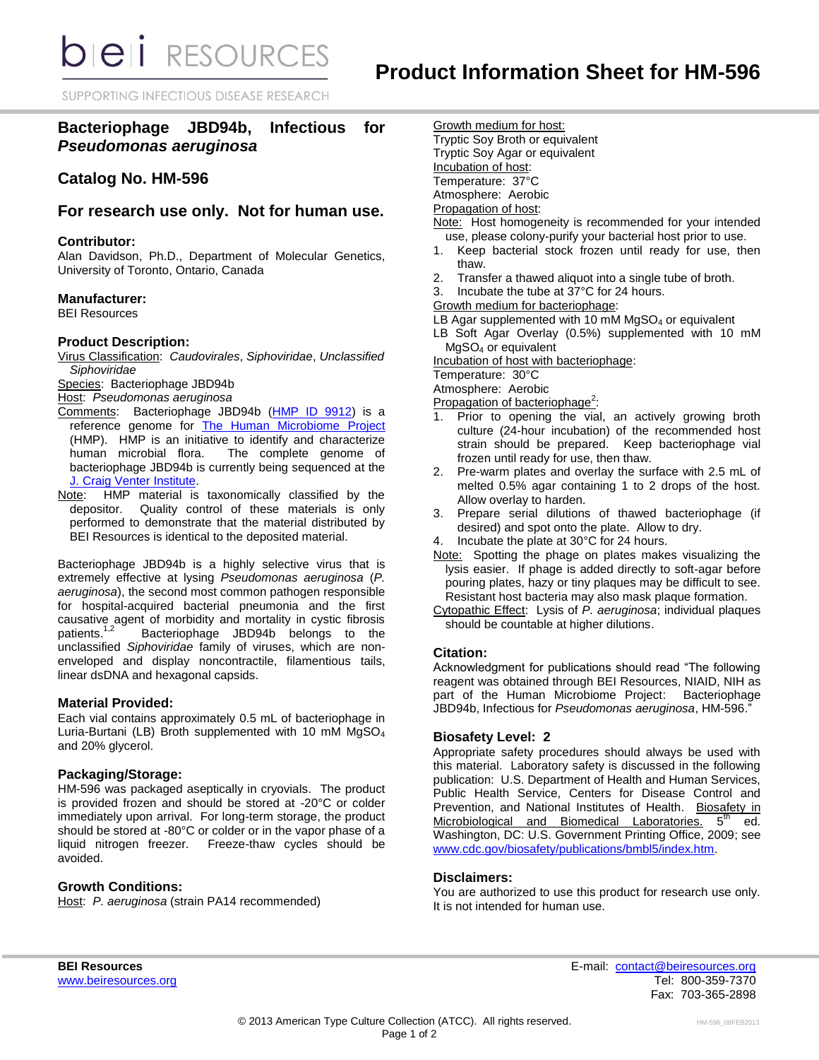# Product Information Sheet for HM-596

## Bacteriophage JBD94b, Infectious for *Pseudomonas aeruginosa*

## Catalog No. HM-596

## For research use only. Not for human use.

### Contributor:

Alan Davidson, Ph.D., Department of Molecular Genetics, University of Toronto, Ontario, Canada

### Manufacturer:

BEI Resources

### Product Description:

Virus Classification: *Caudovirales*, *Siphoviridae*, *Unclassified Siphoviridae*

Species: Bacteriophage JBD94b

Host: *Pseudomonas aeruginosa*

Comments: Bacteriophage JBD94b (HMP ID 9912) is a reference genome for The Human Microbiome Project (HMP). HMP is an initiative to identify and characterize human microbial flora. The complete genome of bacteriophage JBD94b is currently being sequenced at the J. Craig Venter Institute.

Note: HMP material is taxonomically classified by the depositor. Quality control of these materials is only performed to demonstrate that the material distributed by BEI Resources is identical to the deposited material.

Bacteriophage JBD94b is a highly selective virus that is extremely effective at lysing *Pseudomonas aeruginosa* (*P. aeruginosa*), the second most common pathogen responsible for hospital-acquired bacterial pneumonia and the first causative agent of morbidity and mortality in cystic fibrosis patients.[1,2] Bacteriophage JBD94b belongs to the unclassified *Siphoviridae* family of viruses, which are non-enveloped and display noncontractile, filamentious tails, linear dsDNA and hexagonal capsids.

### Material Provided:

Each vial contains approximately 0.5 mL of bacteriophage in Luria-Burtani (LB) Broth supplemented with 10 mM $MgSO_4$ and 20% glycerol.

### Packaging/Storage:

HM-596 was packaged aseptically in cryovials. The product is provided frozen and should be stored at -20°C or colder immediately upon arrival. For long-term storage, the product should be stored at -80°C or colder or in the vapor phase of a liquid nitrogen freezer. Freeze-thaw cycles should be avoided.

### Growth Conditions:

Host: *P. aeruginosa* (strain PA14 recommended)

Growth medium for host:
Tryptic Soy Broth or equivalent
Tryptic Soy Agar or equivalent

Incubation of host:
Temperature: 37°C
Atmosphere: Aerobic

Propagation of host:

Note: Host homogeneity is recommended for your intended use, please colony-purify your bacterial host prior to use.

1. Keep bacterial stock frozen until ready for use, then thaw.
2. Transfer a thawed aliquot into a single tube of broth.
3. Incubate the tube at 37°C for 24 hours.

Growth medium for bacteriophage:
LB Agar supplemented with 10 mM $MgSO_4$ or equivalent
LB Soft Agar Overlay (0.5%) supplemented with 10 mM $MgSO_4$ or equivalent

Incubation of host with bacteriophage:
Temperature: 30°C
Atmosphere: Aerobic

Propagation of bacteriophage[2]:

1. Prior to opening the vial, an actively growing broth culture (24-hour incubation) of the recommended host strain should be prepared. Keep bacteriophage vial frozen until ready for use, then thaw.
2. Pre-warm plates and overlay the surface with 2.5 mL of melted 0.5% agar containing 1 to 2 drops of the host. Allow overlay to harden.
3. Prepare serial dilutions of thawed bacteriophage (if desired) and spot onto the plate. Allow to dry.
4. Incubate the plate at 30°C for 24 hours.

Note: Spotting the phage on plates makes visualizing the lysis easier. If phage is added directly to soft-agar before pouring plates, hazy or tiny plaques may be difficult to see. Resistant host bacteria may also mask plaque formation.

Cytopathic Effect: Lysis of *P. aeruginosa*; individual plaques should be countable at higher dilutions.

### Citation:

Acknowledgment for publications should read "The following reagent was obtained through BEI Resources, NIAID, NIH as part of the Human Microbiome Project: Bacteriophage JBD94b, Infectious for *Pseudomonas aeruginosa*, HM-596."

### Biosafety Level: 2

Appropriate safety procedures should always be used with this material. Laboratory safety is discussed in the following publication: U.S. Department of Health and Human Services, Public Health Service, Centers for Disease Control and Prevention, and National Institutes of Health. Biosafety in Microbiological and Biomedical Laboratories. 5th ed. Washington, DC: U.S. Government Printing Office, 2009; see www.cdc.gov/biosafety/publications/bmbl5/index.htm.

### Disclaimers:

You are authorized to use this product for research use only. It is not intended for human use.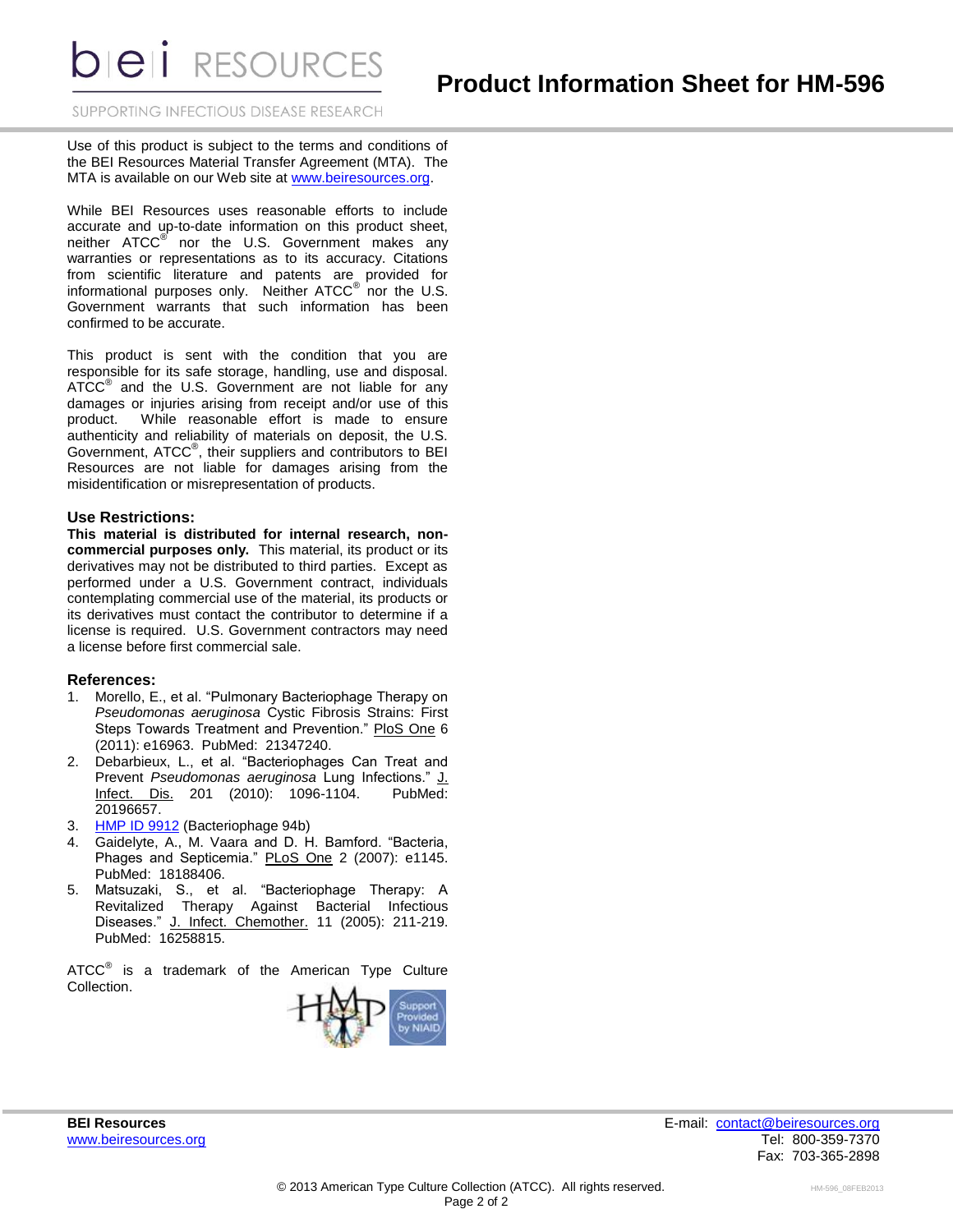Use of this product is subject to the terms and conditions of the BEI Resources Material Transfer Agreement (MTA). The MTA is available on our Web site at www.beiresources.org.

While BEI Resources uses reasonable efforts to include accurate and up-to-date information on this product sheet, neither ATCC® nor the U.S. Government makes any warranties or representations as to its accuracy. Citations from scientific literature and patents are provided for informational purposes only. Neither ATCC® nor the U.S. Government warrants that such information has been confirmed to be accurate.

This product is sent with the condition that you are responsible for its safe storage, handling, use and disposal. ATCC® and the U.S. Government are not liable for any damages or injuries arising from receipt and/or use of this product. While reasonable effort is made to ensure authenticity and reliability of materials on deposit, the U.S. Government, ATCC®, their suppliers and contributors to BEI Resources are not liable for damages arising from the misidentification or misrepresentation of products.

### Use Restrictions:

**This material is distributed for internal research, non-commercial purposes only.** This material, its product or its derivatives may not be distributed to third parties. Except as performed under a U.S. Government contract, individuals contemplating commercial use of the material, its products or its derivatives must contact the contributor to determine if a license is required. U.S. Government contractors may need a license before first commercial sale.

### References:

1. Morello, E., et al. "Pulmonary Bacteriophage Therapy on *Pseudomonas aeruginosa* Cystic Fibrosis Strains: First Steps Towards Treatment and Prevention." PloS One 6 (2011): e16963. PubMed: 21347240.
2. Debarbieux, L., et al. "Bacteriophages Can Treat and Prevent *Pseudomonas aeruginosa* Lung Infections." J. Infect. Dis. 201 (2010): 1096-1104. PubMed: 20196657.
3. HMP ID 9912 (Bacteriophage 94b)
4. Gaidelyte, A., M. Vaara and D. H. Bamford. "Bacteria, Phages and Septicemia." PLoS One 2 (2007): e1145. PubMed: 18188406.
5. Matsuzaki, S., et al. "Bacteriophage Therapy: A Revitalized Therapy Against Bacterial Infectious Diseases." J. Infect. Chemother. 11 (2005): 211-219. PubMed: 16258815.

ATCC® is a trademark of the American Type Culture Collection.

**BEI Resources**
www.beiresources.org

E-mail: contact@beiresources.org
Tel: 800-359-7370
Fax: 703-365-2898

© 2013 American Type Culture Collection (ATCC). All rights reserved.